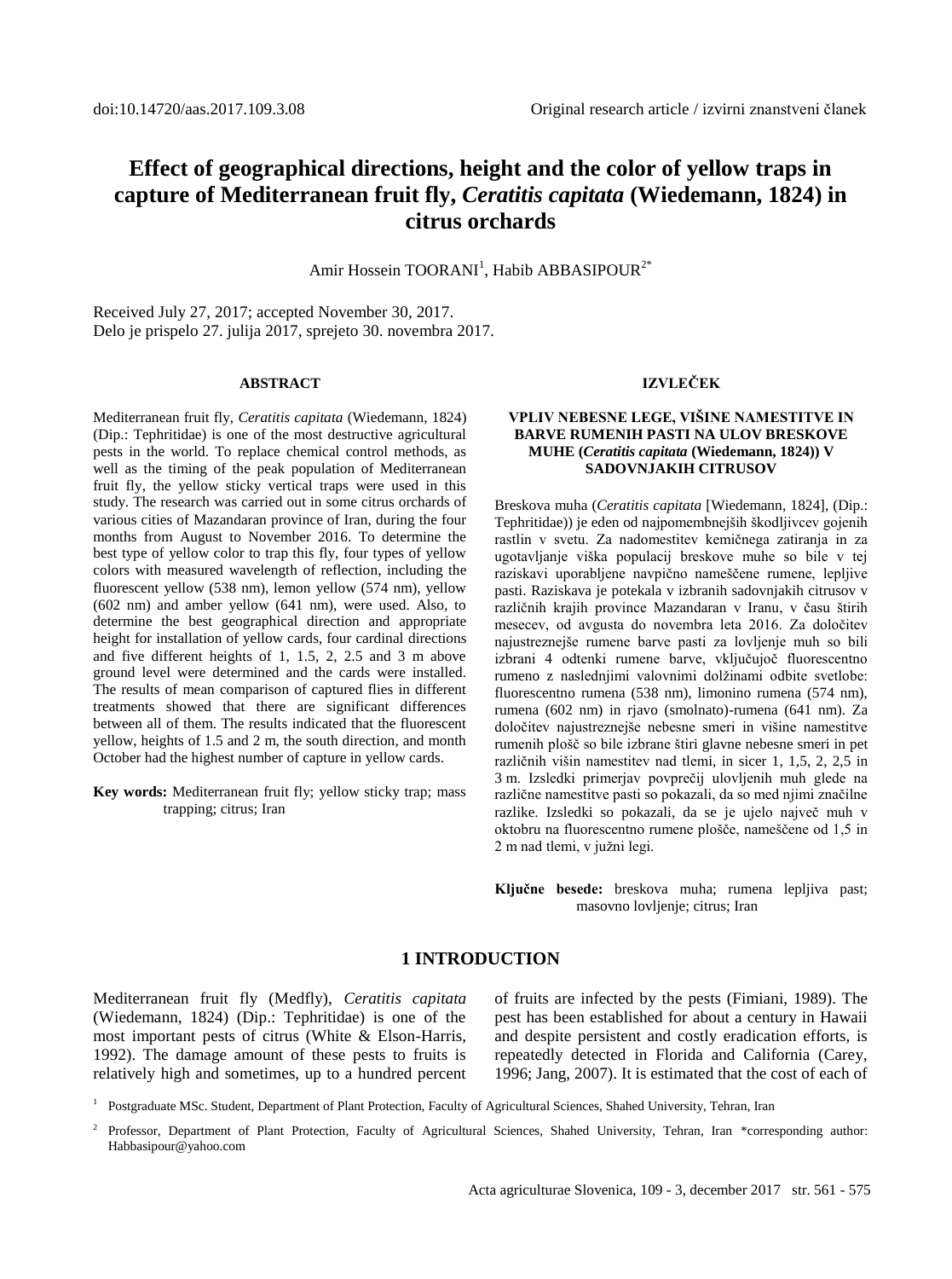doi:10.14720/aas.2017.109.3.08 Original research article / izvirni znanstveni članek

# Effect of geographical directions, height and the color of yellow traps in capture of Mediterranean fruit fly, *Ceratitis capitata* (Wiedemann, 1824) in citrus orchards

Amir Hossein TOORANI[1], Habib ABBASIPOUR[2*]

Received July 27, 2017; accepted November 30, 2017.
Delo je prispelo 27. julija 2017, sprejeto 30. novembra 2017.

### ABSTRACT

Mediterranean fruit fly, *Ceratitis capitata* (Wiedemann, 1824) (Dip.: Tephritidae) is one of the most destructive agricultural pests in the world. To replace chemical control methods, as well as the timing of the peak population of Mediterranean fruit fly, the yellow sticky vertical traps were used in this study. The research was carried out in some citrus orchards of various cities of Mazandaran province of Iran, during the four months from August to November 2016. To determine the best type of yellow color to trap this fly, four types of yellow colors with measured wavelength of reflection, including the fluorescent yellow (538 nm), lemon yellow (574 nm), yellow (602 nm) and amber yellow (641 nm), were used. Also, to determine the best geographical direction and appropriate height for installation of yellow cards, four cardinal directions and five different heights of 1, 1.5, 2, 2.5 and 3 m above ground level were determined and the cards were installed. The results of mean comparison of captured flies in different treatments showed that there are significant differences between all of them. The results indicated that the fluorescent yellow, heights of 1.5 and 2 m, the south direction, and month October had the highest number of capture in yellow cards.

**Key words:** Mediterranean fruit fly; yellow sticky trap; mass trapping; citrus; Iran

### IZVLEČEK

**VPLIV NEBESNE LEGE, VIŠINE NAMESTITVE IN BARVE RUMENIH PASTI NA ULOV BRESKOVE MUHE (*Ceratitis capitata* (Wiedemann, 1824)) V SADOVNJAKIH CITRUSOV**

Breskova muha (*Ceratitis capitata* [Wiedemann, 1824], (Dip.: Tephritidae)) je eden od najpomembnejših škodljivcev gojenih rastlin v svetu. Za nadomestitev kemičnega zatiranja in za ugotavljanje viška populacij breskove muhe so bile v tej raziskavi uporabljene navpično nameščene rumene, lepljive pasti. Raziskava je potekala v izbranih sadovnjakih citrusov v različnih krajih province Mazandaran v Iranu, v času štirih mesecev, od avgusta do novembra leta 2016. Za določitev najustreznejše rumene barve pasti za lovljenje muh so bili izbrani 4 odtenki rumene barve, vključujoč fluorescentno rumeno z naslednjimi valovnimi dolžinami odbite svetlobe: fluorescentno rumena (538 nm), limonino rumena (574 nm), rumena (602 nm) in rjavo (smolnato)-rumena (641 nm). Za določitev najustreznejše nebesne smeri in višine namestitve rumenih plošč so bile izbrane štiri glavne nebesne smeri in pet različnih višin namestitev nad tlemi, in sicer 1, 1,5, 2, 2,5 in 3 m. Izsledki primerjav povprečij ulovljenih muh glede na različne namestitve pasti so pokazali, da so med njimi značilne razlike. Izsledki so pokazali, da se je ujelo največ muh v oktobru na fluorescentno rumene plošče, nameščene od 1,5 in 2 m nad tlemi, v južni legi.

**Ključne besede:** breskova muha; rumena lepljiva past; masovno lovljenje; citrus; Iran

## 1 INTRODUCTION

Mediterranean fruit fly (Medfly), *Ceratitis capitata* (Wiedemann, 1824) (Dip.: Tephritidae) is one of the most important pests of citrus (White & Elson-Harris, 1992). The damage amount of these pests to fruits is relatively high and sometimes, up to a hundred percent of fruits are infected by the pests (Fimiani, 1989). The pest has been established for about a century in Hawaii and despite persistent and costly eradication efforts, is repeatedly detected in Florida and California (Carey, 1996; Jang, 2007). It is estimated that the cost of each of

[1] Postgraduate MSc. Student, Department of Plant Protection, Faculty of Agricultural Sciences, Shahed University, Tehran, Iran

[2] Professor, Department of Plant Protection, Faculty of Agricultural Sciences, Shahed University, Tehran, Iran *corresponding author: Habbasipour@yahoo.com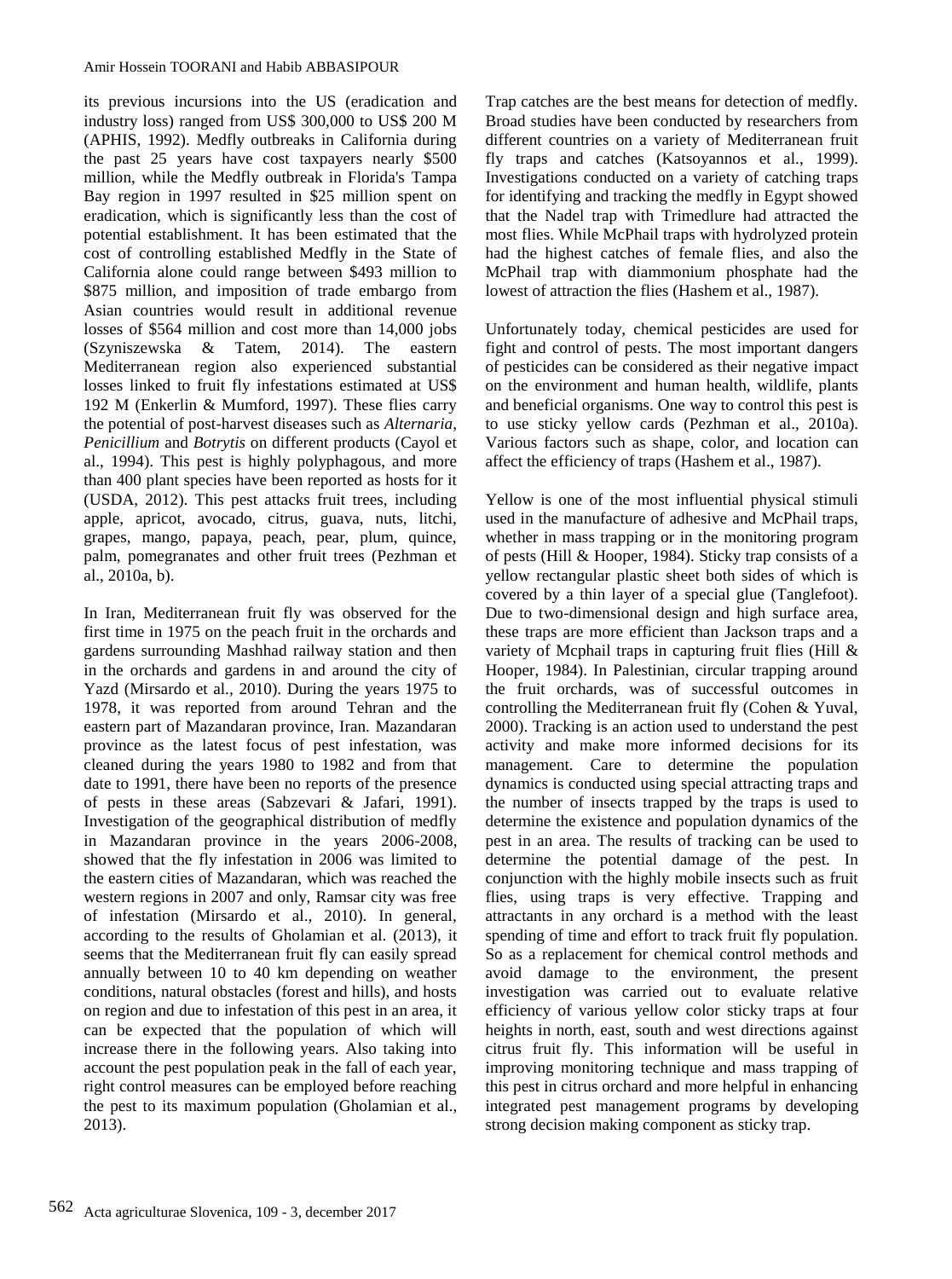its previous incursions into the US (eradication and industry loss) ranged from US$ 300,000 to US$ 200 M (APHIS, 1992). Medfly outbreaks in California during the past 25 years have cost taxpayers nearly $500 million, while the Medfly outbreak in Florida's Tampa Bay region in 1997 resulted in $25 million spent on eradication, which is significantly less than the cost of potential establishment. It has been estimated that the cost of controlling established Medfly in the State of California alone could range between $493 million to $875 million, and imposition of trade embargo from Asian countries would result in additional revenue losses of $564 million and cost more than 14,000 jobs (Szyniszewska & Tatem, 2014). The eastern Mediterranean region also experienced substantial losses linked to fruit fly infestations estimated at US$ 192 M (Enkerlin & Mumford, 1997). These flies carry the potential of post-harvest diseases such as *Alternaria*, *Penicillium* and *Botrytis* on different products (Cayol et al., 1994). This pest is highly polyphagous, and more than 400 plant species have been reported as hosts for it (USDA, 2012). This pest attacks fruit trees, including apple, apricot, avocado, citrus, guava, nuts, litchi, grapes, mango, papaya, peach, pear, plum, quince, palm, pomegranates and other fruit trees (Pezhman et al., 2010a, b).

In Iran, Mediterranean fruit fly was observed for the first time in 1975 on the peach fruit in the orchards and gardens surrounding Mashhad railway station and then in the orchards and gardens in and around the city of Yazd (Mirsardo et al., 2010). During the years 1975 to 1978, it was reported from around Tehran and the eastern part of Mazandaran province, Iran. Mazandaran province as the latest focus of pest infestation, was cleaned during the years 1980 to 1982 and from that date to 1991, there have been no reports of the presence of pests in these areas (Sabzevari & Jafari, 1991). Investigation of the geographical distribution of medfly in Mazandaran province in the years 2006-2008, showed that the fly infestation in 2006 was limited to the eastern cities of Mazandaran, which was reached the western regions in 2007 and only, Ramsar city was free of infestation (Mirsardo et al., 2010). In general, according to the results of Gholamian et al. (2013), it seems that the Mediterranean fruit fly can easily spread annually between 10 to 40 km depending on weather conditions, natural obstacles (forest and hills), and hosts on region and due to infestation of this pest in an area, it can be expected that the population of which will increase there in the following years. Also taking into account the pest population peak in the fall of each year, right control measures can be employed before reaching the pest to its maximum population (Gholamian et al., 2013).

Trap catches are the best means for detection of medfly. Broad studies have been conducted by researchers from different countries on a variety of Mediterranean fruit fly traps and catches (Katsoyannos et al., 1999). Investigations conducted on a variety of catching traps for identifying and tracking the medfly in Egypt showed that the Nadel trap with Trimedlure had attracted the most flies. While McPhail traps with hydrolyzed protein had the highest catches of female flies, and also the McPhail trap with diammonium phosphate had the lowest of attraction the flies (Hashem et al., 1987).

Unfortunately today, chemical pesticides are used for fight and control of pests. The most important dangers of pesticides can be considered as their negative impact on the environment and human health, wildlife, plants and beneficial organisms. One way to control this pest is to use sticky yellow cards (Pezhman et al., 2010a). Various factors such as shape, color, and location can affect the efficiency of traps (Hashem et al., 1987).

Yellow is one of the most influential physical stimuli used in the manufacture of adhesive and McPhail traps, whether in mass trapping or in the monitoring program of pests (Hill & Hooper, 1984). Sticky trap consists of a yellow rectangular plastic sheet both sides of which is covered by a thin layer of a special glue (Tanglefoot). Due to two-dimensional design and high surface area, these traps are more efficient than Jackson traps and a variety of Mcphail traps in capturing fruit flies (Hill & Hooper, 1984). In Palestinian, circular trapping around the fruit orchards, was of successful outcomes in controlling the Mediterranean fruit fly (Cohen & Yuval, 2000). Tracking is an action used to understand the pest activity and make more informed decisions for its management. Care to determine the population dynamics is conducted using special attracting traps and the number of insects trapped by the traps is used to determine the existence and population dynamics of the pest in an area. The results of tracking can be used to determine the potential damage of the pest. In conjunction with the highly mobile insects such as fruit flies, using traps is very effective. Trapping and attractants in any orchard is a method with the least spending of time and effort to track fruit fly population. So as a replacement for chemical control methods and avoid damage to the environment, the present investigation was carried out to evaluate relative efficiency of various yellow color sticky traps at four heights in north, east, south and west directions against citrus fruit fly. This information will be useful in improving monitoring technique and mass trapping of this pest in citrus orchard and more helpful in enhancing integrated pest management programs by developing strong decision making component as sticky trap.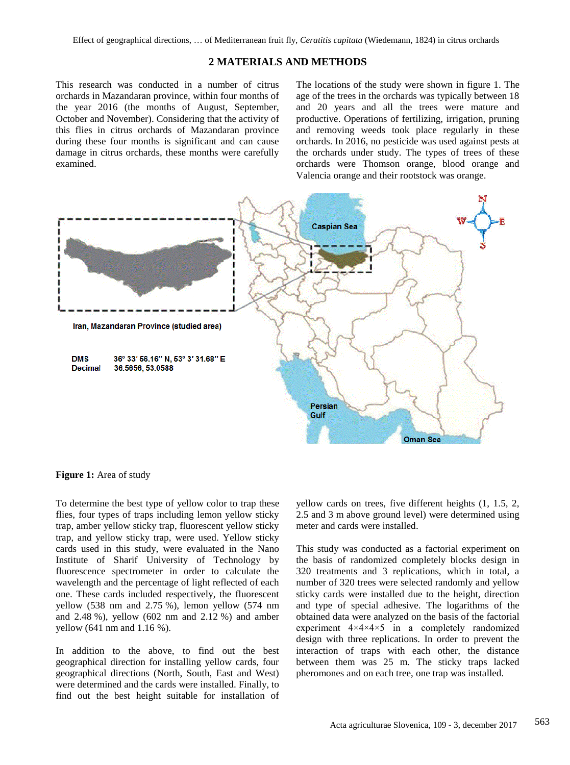## 2 MATERIALS AND METHODS

This research was conducted in a number of citrus orchards in Mazandaran province, within four months of the year 2016 (the months of August, September, October and November). Considering that the activity of this flies in citrus orchards of Mazandaran province during these four months is significant and can cause damage in citrus orchards, these months were carefully examined.

The locations of the study were shown in figure 1. The age of the trees in the orchards was typically between 18 and 20 years and all the trees were mature and productive. Operations of fertilizing, irrigation, pruning and removing weeds took place regularly in these orchards. In 2016, no pesticide was used against pests at the orchards under study. The types of trees of these orchards were Thomson orange, blood orange and Valencia orange and their rootstock was orange.

Caspian Sea

N
W
E
S

Iran, Mazandaran Province (studied area)

DMS 36° 33′ 56.16″ N, 53° 3′ 31.68″ E
Decimal 36.5656, 53.0588

Persian Gulf

Oman Sea

**Figure 1:** Area of study

To determine the best type of yellow color to trap these flies, four types of traps including lemon yellow sticky trap, amber yellow sticky trap, fluorescent yellow sticky trap, and yellow sticky trap, were used. Yellow sticky cards used in this study, were evaluated in the Nano Institute of Sharif University of Technology by fluorescence spectrometer in order to calculate the wavelength and the percentage of light reflected of each one. These cards included respectively, the fluorescent yellow (538 nm and 2.75 %), lemon yellow (574 nm and 2.48 %), yellow (602 nm and 2.12 %) and amber yellow (641 nm and 1.16 %).

In addition to the above, to find out the best geographical direction for installing yellow cards, four geographical directions (North, South, East and West) were determined and the cards were installed. Finally, to find out the best height suitable for installation of yellow cards on trees, five different heights (1, 1.5, 2, 2.5 and 3 m above ground level) were determined using meter and cards were installed.

This study was conducted as a factorial experiment on the basis of randomized completely blocks design in 320 treatments and 3 replications, which in total, a number of 320 trees were selected randomly and yellow sticky cards were installed due to the height, direction and type of special adhesive. The logarithms of the obtained data were analyzed on the basis of the factorial experiment $4 \times 4 \times 4 \times 5$ in a completely randomized design with three replications. In order to prevent the interaction of traps with each other, the distance between them was 25 m. The sticky traps lacked pheromones and on each tree, one trap was installed.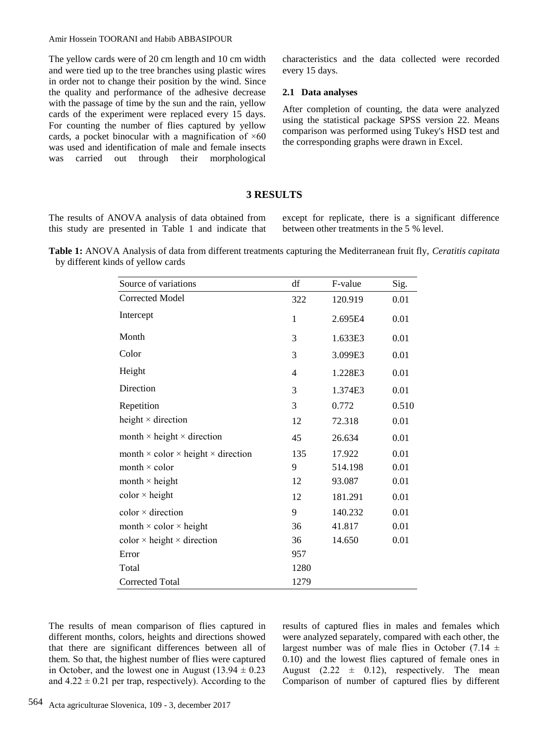The yellow cards were of 20 cm length and 10 cm width and were tied up to the tree branches using plastic wires in order not to change their position by the wind. Since the quality and performance of the adhesive decrease with the passage of time by the sun and the rain, yellow cards of the experiment were replaced every 15 days. For counting the number of flies captured by yellow cards, a pocket binocular with a magnification of ×60 was used and identification of male and female insects was carried out through their morphological characteristics and the data collected were recorded every 15 days.

### 2.1 Data analyses

After completion of counting, the data were analyzed using the statistical package SPSS version 22. Means comparison was performed using Tukey's HSD test and the corresponding graphs were drawn in Excel.

## 3 RESULTS

The results of ANOVA analysis of data obtained from this study are presented in Table 1 and indicate that except for replicate, there is a significant difference between other treatments in the 5 % level.

**Table 1:** ANOVA Analysis of data from different treatments capturing the Mediterranean fruit fly, *Ceratitis capitata* by different kinds of yellow cards

| Source of variations | df | F-value | Sig. |
|---|---|---|---|
| Corrected Model | 322 | 120.919 | 0.01 |
| Intercept | 1 | 2.695E4 | 0.01 |
| Month | 3 | 1.633E3 | 0.01 |
| Color | 3 | 3.099E3 | 0.01 |
| Height | 4 | 1.228E3 | 0.01 |
| Direction | 3 | 1.374E3 | 0.01 |
| Repetition | 3 | 0.772 | 0.510 |
| height × direction | 12 | 72.318 | 0.01 |
| month × height × direction | 45 | 26.634 | 0.01 |
| month × color × height × direction | 135 | 17.922 | 0.01 |
| month × color | 9 | 514.198 | 0.01 |
| month × height | 12 | 93.087 | 0.01 |
| color × height | 12 | 181.291 | 0.01 |
| color × direction | 9 | 140.232 | 0.01 |
| month × color × height | 36 | 41.817 | 0.01 |
| color × height × direction | 36 | 14.650 | 0.01 |
| Error | 957 | | |
| Total | 1280 | | |
| Corrected Total | 1279 | | |

The results of mean comparison of flies captured in different months, colors, heights and directions showed that there are significant differences between all of them. So that, the highest number of flies were captured in October, and the lowest one in August ($13.94 \pm 0.23$ and $4.22 \pm 0.21$ per trap, respectively). According to the results of captured flies in males and females which were analyzed separately, compared with each other, the largest number was of male flies in October ($7.14 \pm 0.10$) and the lowest flies captured of female ones in August ($2.22 \pm 0.12$), respectively. The mean Comparison of number of captured flies by different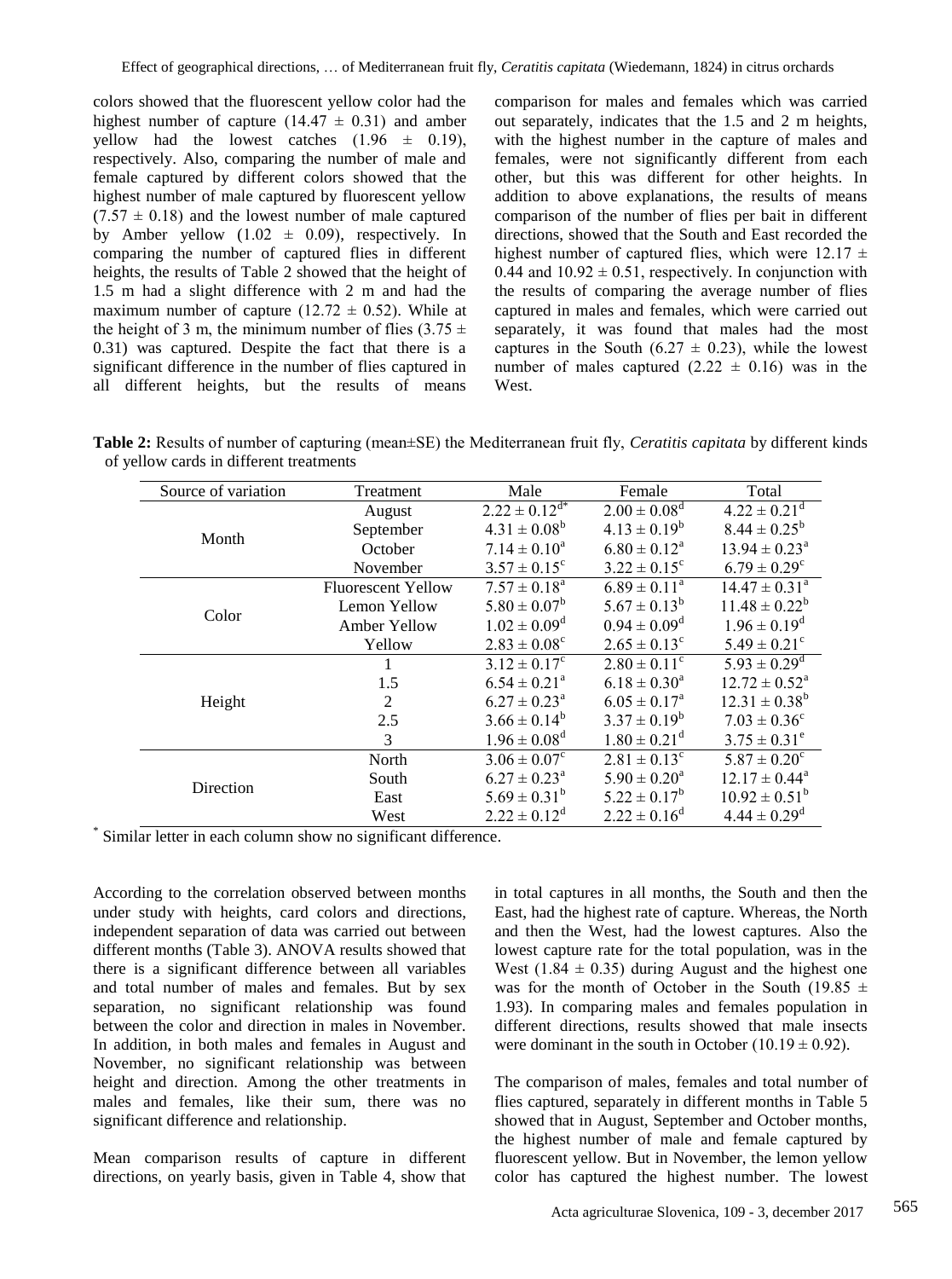colors showed that the fluorescent yellow color had the highest number of capture (14.47 ± 0.31) and amber yellow had the lowest catches (1.96 ± 0.19), respectively. Also, comparing the number of male and female captured by different colors showed that the highest number of male captured by fluorescent yellow (7.57 ± 0.18) and the lowest number of male captured by Amber yellow (1.02 ± 0.09), respectively. In comparing the number of captured flies in different heights, the results of Table 2 showed that the height of 1.5 m had a slight difference with 2 m and had the maximum number of capture (12.72 ± 0.52). While at the height of 3 m, the minimum number of flies (3.75 ± 0.31) was captured. Despite the fact that there is a significant difference in the number of flies captured in all different heights, but the results of means comparison for males and females which was carried out separately, indicates that the 1.5 and 2 m heights, with the highest number in the capture of males and females, were not significantly different from each other, but this was different for other heights. In addition to above explanations, the results of means comparison of the number of flies per bait in different directions, showed that the South and East recorded the highest number of captured flies, which were 12.17 ± 0.44 and 10.92 ± 0.51, respectively. In conjunction with the results of comparing the average number of flies captured in males and females, which were carried out separately, it was found that males had the most captures in the South (6.27 ± 0.23), while the lowest number of males captured (2.22 ± 0.16) was in the West.

**Table 2:** Results of number of capturing (mean±SE) the Mediterranean fruit fly, *Ceratitis capitata* by different kinds of yellow cards in different treatments

| Source of variation | Treatment | Male | Female | Total |
|---|---|---|---|---|
| Month | August | $2.22 \pm 0.12^{d*}$ | $2.00 \pm 0.08^{d}$ | $4.22 \pm 0.21^{d}$ |
| | September | $4.31 \pm 0.08^{b}$ | $4.13 \pm 0.19^{b}$ | $8.44 \pm 0.25^{b}$ |
| | October | $7.14 \pm 0.10^{a}$ | $6.80 \pm 0.12^{a}$ | $13.94 \pm 0.23^{a}$ |
| | November | $3.57 \pm 0.15^{c}$ | $3.22 \pm 0.15^{c}$ | $6.79 \pm 0.29^{c}$ |
| Color | Fluorescent Yellow | $7.57 \pm 0.18^{a}$ | $6.89 \pm 0.11^{a}$ | $14.47 \pm 0.31^{a}$ |
| | Lemon Yellow | $5.80 \pm 0.07^{b}$ | $5.67 \pm 0.13^{b}$ | $11.48 \pm 0.22^{b}$ |
| | Amber Yellow | $1.02 \pm 0.09^{d}$ | $0.94 \pm 0.09^{d}$ | $1.96 \pm 0.19^{d}$ |
| | Yellow | $2.83 \pm 0.08^{c}$ | $2.65 \pm 0.13^{c}$ | $5.49 \pm 0.21^{c}$ |
| Height | 1 | $3.12 \pm 0.17^{c}$ | $2.80 \pm 0.11^{c}$ | $5.93 \pm 0.29^{d}$ |
| | 1.5 | $6.54 \pm 0.21^{a}$ | $6.18 \pm 0.30^{a}$ | $12.72 \pm 0.52^{a}$ |
| | 2 | $6.27 \pm 0.23^{a}$ | $6.05 \pm 0.17^{a}$ | $12.31 \pm 0.38^{b}$ |
| | 2.5 | $3.66 \pm 0.14^{b}$ | $3.37 \pm 0.19^{b}$ | $7.03 \pm 0.36^{c}$ |
| | 3 | $1.96 \pm 0.08^{d}$ | $1.80 \pm 0.21^{d}$ | $3.75 \pm 0.31^{e}$ |
| Direction | North | $3.06 \pm 0.07^{c}$ | $2.81 \pm 0.13^{c}$ | $5.87 \pm 0.20^{c}$ |
| | South | $6.27 \pm 0.23^{a}$ | $5.90 \pm 0.20^{a}$ | $12.17 \pm 0.44^{a}$ |
| | East | $5.69 \pm 0.31^{b}$ | $5.22 \pm 0.17^{b}$ | $10.92 \pm 0.51^{b}$ |
| | West | $2.22 \pm 0.12^{d}$ | $2.22 \pm 0.16^{d}$ | $4.44 \pm 0.29^{d}$ |

[*] Similar letter in each column show no significant difference.

According to the correlation observed between months under study with heights, card colors and directions, independent separation of data was carried out between different months (Table 3). ANOVA results showed that there is a significant difference between all variables and total number of males and females. But by sex separation, no significant relationship was found between the color and direction in males in November. In addition, in both males and females in August and November, no significant relationship was between height and direction. Among the other treatments in males and females, like their sum, there was no significant difference and relationship.

Mean comparison results of capture in different directions, on yearly basis, given in Table 4, show that in total captures in all months, the South and then the East, had the highest rate of capture. Whereas, the North and then the West, had the lowest captures. Also the lowest capture rate for the total population, was in the West (1.84 ± 0.35) during August and the highest one was for the month of October in the South (19.85 ± 1.93). In comparing males and females population in different directions, results showed that male insects were dominant in the south in October (10.19 ± 0.92).

The comparison of males, females and total number of flies captured, separately in different months in Table 5 showed that in August, September and October months, the highest number of male and female captured by fluorescent yellow. But in November, the lemon yellow color has captured the highest number. The lowest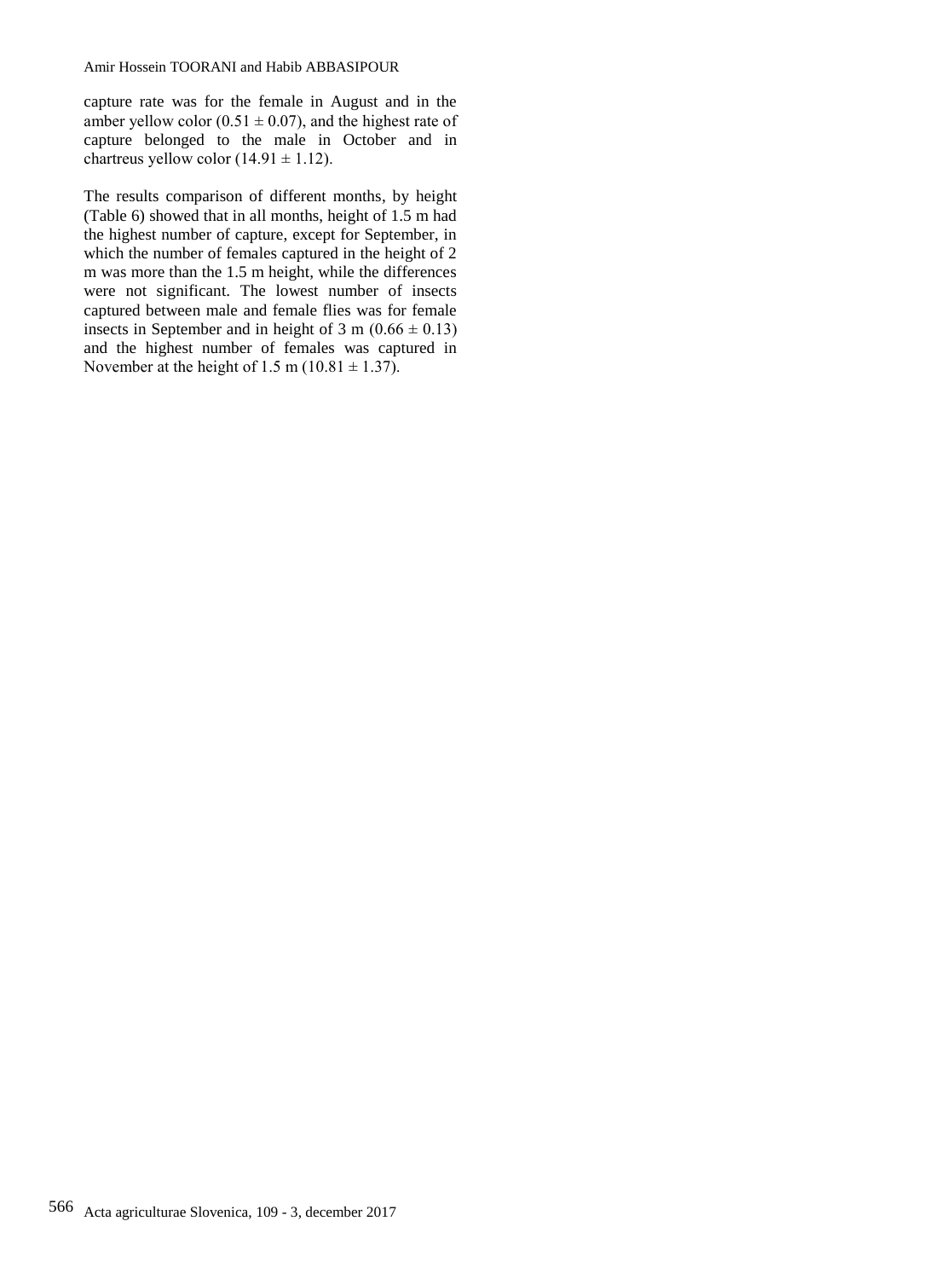capture rate was for the female in August and in the amber yellow color (0.51 ± 0.07), and the highest rate of capture belonged to the male in October and in chartreus yellow color (14.91 ± 1.12).

The results comparison of different months, by height (Table 6) showed that in all months, height of 1.5 m had the highest number of capture, except for September, in which the number of females captured in the height of 2 m was more than the 1.5 m height, while the differences were not significant. The lowest number of insects captured between male and female flies was for female insects in September and in height of 3 m (0.66 ± 0.13) and the highest number of females was captured in November at the height of 1.5 m (10.81 ± 1.37).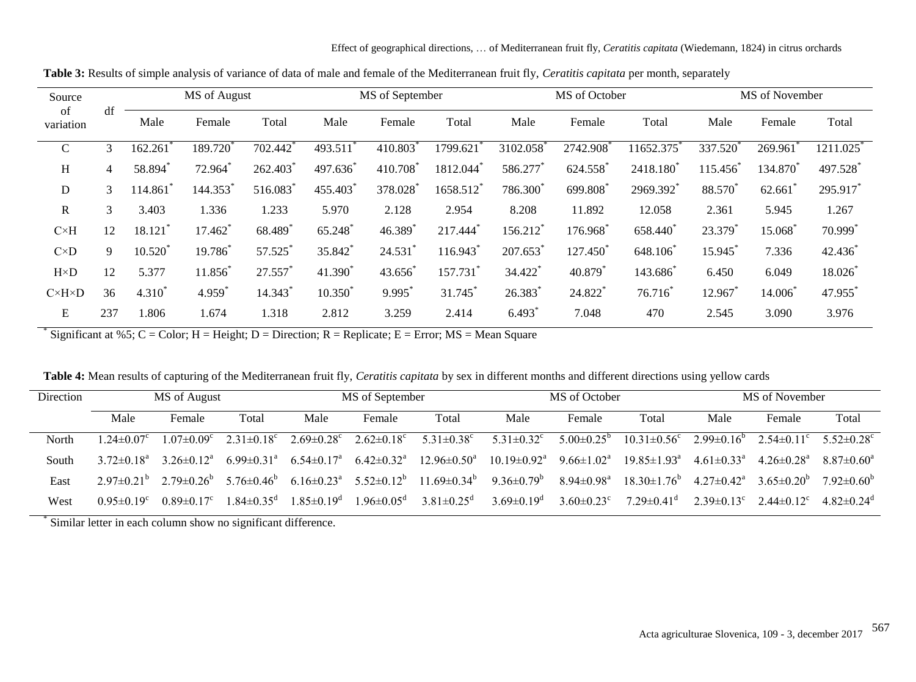**Table 3:** Results of simple analysis of variance of data of male and female of the Mediterranean fruit fly, *Ceratitis capitata* per month, separately

| Source of variation | df | MS of August | | | MS of September | | | MS of October | | | MS of November | | |
|---|---|---|---|---|---|---|---|---|---|---|---|---|---|
| | | Male | Female | Total | Male | Female | Total | Male | Female | Total | Male | Female | Total |
| C | 3 | 162.261* | 189.720* | 702.442* | 493.511* | 410.803* | 1799.621* | 3102.058* | 2742.908* | 11652.375* | 337.520* | 269.961* | 1211.025* |
| H | 4 | 58.894* | 72.964* | 262.403* | 497.636* | 410.708* | 1812.044* | 586.277* | 624.558* | 2418.180* | 115.456* | 134.870* | 497.528* |
| D | 3 | 114.861* | 144.353* | 516.083* | 455.403* | 378.028* | 1658.512* | 786.300* | 699.808* | 2969.392* | 88.570* | 62.661* | 295.917* |
| R | 3 | 3.403 | 1.336 | 1.233 | 5.970 | 2.128 | 2.954 | 8.208 | 11.892 | 12.058 | 2.361 | 5.945 | 1.267 |
| C×H | 12 | 18.121* | 17.462* | 68.489* | 65.248* | 46.389* | 217.444* | 156.212* | 176.968* | 658.440* | 23.379* | 15.068* | 70.999* |
| C×D | 9 | 10.520* | 19.786* | 57.525* | 35.842* | 24.531* | 116.943* | 207.653* | 127.450* | 648.106* | 15.945* | 7.336 | 42.436* |
| H×D | 12 | 5.377 | 11.856* | 27.557* | 41.390* | 43.656* | 157.731* | 34.422* | 40.879* | 143.686* | 6.450 | 6.049 | 18.026* |
| C×H×D | 36 | 4.310* | 4.959* | 14.343* | 10.350* | 9.995* | 31.745* | 26.383* | 24.822* | 76.716* | 12.967* | 14.006* | 47.955* |
| E | 237 | 1.806 | 1.674 | 1.318 | 2.812 | 3.259 | 2.414 | 6.493* | 7.048 | 470 | 2.545 | 3.090 | 3.976 |

\* Significant at %5; C = Color; H = Height; D = Direction; R = Replicate; E = Error; MS = Mean Square

**Table 4:** Mean results of capturing of the Mediterranean fruit fly, *Ceratitis capitata* by sex in different months and different directions using yellow cards

| Direction | MS of August | | | MS of September | | | MS of October | | | MS of November | | |
|---|---|---|---|---|---|---|---|---|---|---|---|---|
| | Male | Female | Total | Male | Female | Total | Male | Female | Total | Male | Female | Total |
| North | 1.24±0.07[c] | 1.07±0.09[c] | 2.31±0.18[c] | 2.69±0.28[c] | 2.62±0.18[c] | 5.31±0.38[c] | 5.31±0.32[c] | 5.00±0.25[b] | 10.31±0.56[c] | 2.99±0.16[b] | 2.54±0.11[c] | 5.52±0.28[c] |
| South | 3.72±0.18[a] | 3.26±0.12[a] | 6.99±0.31[a] | 6.54±0.17[a] | 6.42±0.32[a] | 12.96±0.50[a] | 10.19±0.92[a] | 9.66±1.02[a] | 19.85±1.93[a] | 4.61±0.33[a] | 4.26±0.28[a] | 8.87±0.60[a] |
| East | 2.97±0.21[b] | 2.79±0.26[b] | 5.76±0.46[b] | 6.16±0.23[a] | 5.52±0.12[b] | 11.69±0.34[b] | 9.36±0.79[b] | 8.94±0.98[a] | 18.30±1.76[b] | 4.27±0.42[a] | 3.65±0.20[b] | 7.92±0.60[b] |
| West | 0.95±0.19[c] | 0.89±0.17[c] | 1.84±0.35[d] | 1.85±0.19[d] | 1.96±0.05[d] | 3.81±0.25[d] | 3.69±0.19[d] | 3.60±0.23[c] | 7.29±0.41[d] | 2.39±0.13[c] | 2.44±0.12[c] | 4.82±0.24[d] |

\* Similar letter in each column show no significant difference.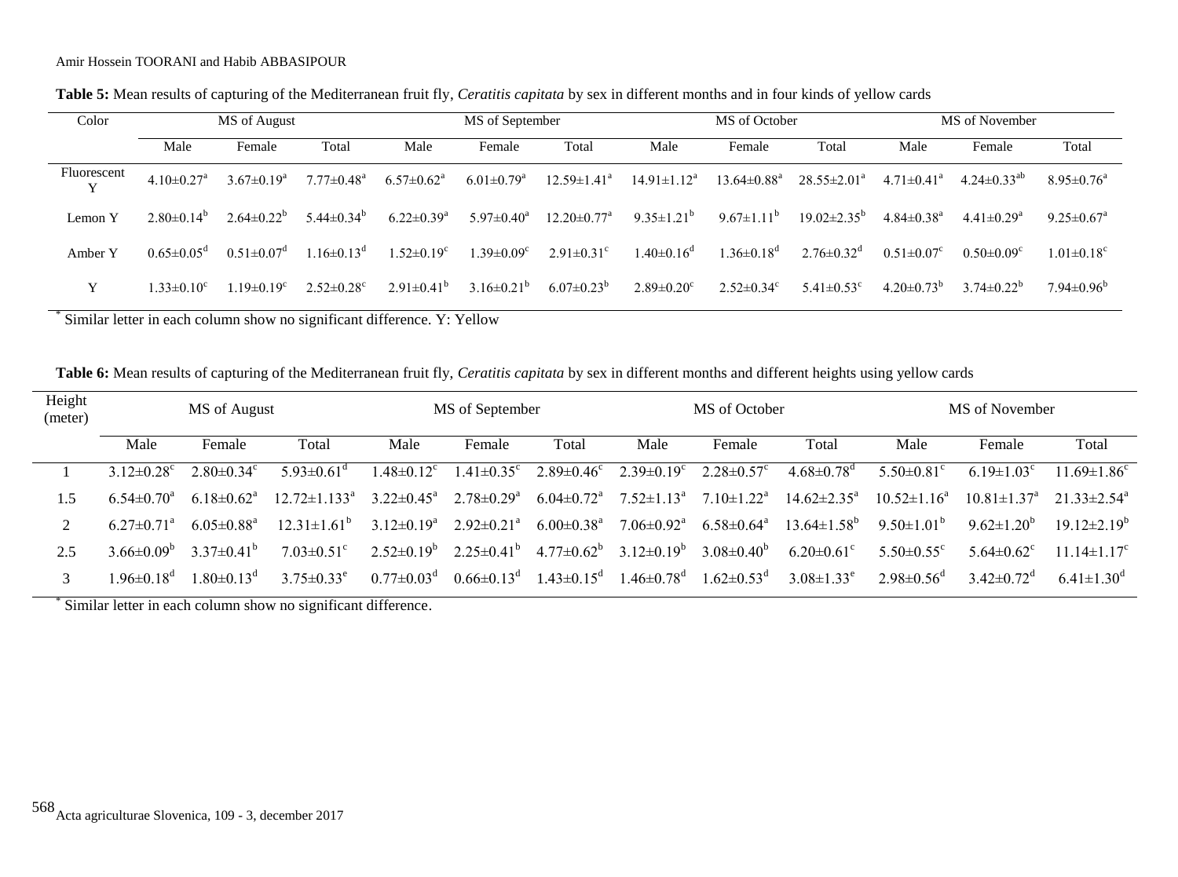**Table 5:** Mean results of capturing of the Mediterranean fruit fly, *Ceratitis capitata* by sex in different months and in four kinds of yellow cards

| Color | MS of August | | | MS of September | | | MS of October | | | MS of November | | |
|---|---|---|---|---|---|---|---|---|---|---|---|---|
| | Male | Female | Total | Male | Female | Total | Male | Female | Total | Male | Female | Total |
| Fluorescent Y | 4.10±0.27[a] | 3.67±0.19[a] | 7.77±0.48[a] | 6.57±0.62[a] | 6.01±0.79[a] | 12.59±1.41[a] | 14.91±1.12[a] | 13.64±0.88[a] | 28.55±2.01[a] | 4.71±0.41[a] | 4.24±0.33[ab] | 8.95±0.76[a] |
| Lemon Y | 2.80±0.14[b] | 2.64±0.22[b] | 5.44±0.34[b] | 6.22±0.39[a] | 5.97±0.40[a] | 12.20±0.77[a] | 9.35±1.21[b] | 9.67±1.11[b] | 19.02±2.35[b] | 4.84±0.38[a] | 4.41±0.29[a] | 9.25±0.67[a] |
| Amber Y | 0.65±0.05[d] | 0.51±0.07[d] | 1.16±0.13[d] | 1.52±0.19[c] | 1.39±0.09[c] | 2.91±0.31[c] | 1.40±0.16[d] | 1.36±0.18[d] | 2.76±0.32[d] | 0.51±0.07[c] | 0.50±0.09[c] | 1.01±0.18[c] |
| Y | 1.33±0.10[c] | 1.19±0.19[c] | 2.52±0.28[c] | 2.91±0.41[b] | 3.16±0.21[b] | 6.07±0.23[b] | 2.89±0.20[c] | 2.52±0.34[c] | 5.41±0.53[c] | 4.20±0.73[b] | 3.74±0.22[b] | 7.94±0.96[b] |

[*] Similar letter in each column show no significant difference. Y: Yellow

**Table 6:** Mean results of capturing of the Mediterranean fruit fly, *Ceratitis capitata* by sex in different months and different heights using yellow cards

| Height (meter) | MS of August | | | MS of September | | | MS of October | | | MS of November | | |
|---|---|---|---|---|---|---|---|---|---|---|---|---|
| | Male | Female | Total | Male | Female | Total | Male | Female | Total | Male | Female | Total |
| 1 | 3.12±0.28[c] | 2.80±0.34[c] | 5.93±0.61[d] | 1.48±0.12[c] | 1.41±0.35[c] | 2.89±0.46[c] | 2.39±0.19[c] | 2.28±0.57[c] | 4.68±0.78[d] | 5.50±0.81[c] | 6.19±1.03[c] | 11.69±1.86[c] |
| 1.5 | 6.54±0.70[a] | 6.18±0.62[a] | 12.72±1.133[a] | 3.22±0.45[a] | 2.78±0.29[a] | 6.04±0.72[a] | 7.52±1.13[a] | 7.10±1.22[a] | 14.62±2.35[a] | 10.52±1.16[a] | 10.81±1.37[a] | 21.33±2.54[a] |
| 2 | 6.27±0.71[a] | 6.05±0.88[a] | 12.31±1.61[b] | 3.12±0.19[a] | 2.92±0.21[a] | 6.00±0.38[a] | 7.06±0.92[a] | 6.58±0.64[a] | 13.64±1.58[b] | 9.50±1.01[b] | 9.62±1.20[b] | 19.12±2.19[b] |
| 2.5 | 3.66±0.09[b] | 3.37±0.41[b] | 7.03±0.51[c] | 2.52±0.19[b] | 2.25±0.41[b] | 4.77±0.62[b] | 3.12±0.19[b] | 3.08±0.40[b] | 6.20±0.61[c] | 5.50±0.55[c] | 5.64±0.62[c] | 11.14±1.17[c] |
| 3 | 1.96±0.18[d] | 1.80±0.13[d] | 3.75±0.33[e] | 0.77±0.03[d] | 0.66±0.13[d] | 1.43±0.15[d] | 1.46±0.78[d] | 1.62±0.53[d] | 3.08±1.33[e] | 2.98±0.56[d] | 3.42±0.72[d] | 6.41±1.30[d] |

[*] Similar letter in each column show no significant difference.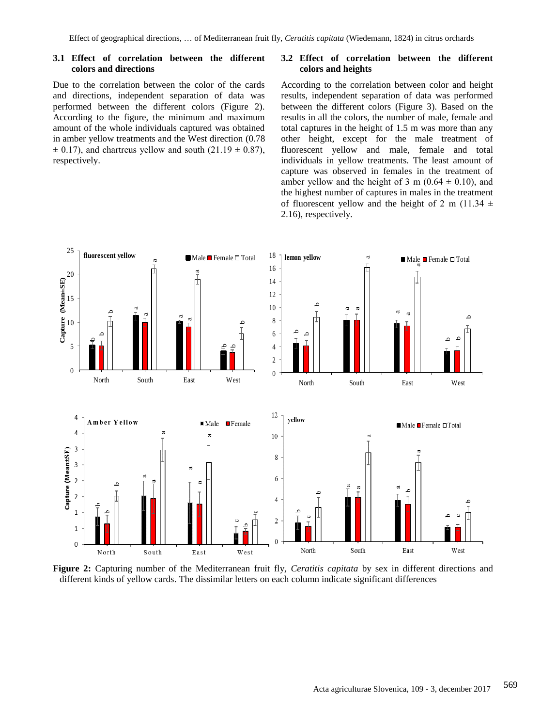### 3.1 Effect of correlation between the different colors and directions

Due to the correlation between the color of the cards and directions, independent separation of data was performed between the different colors (Figure 2). According to the figure, the minimum and maximum amount of the whole individuals captured was obtained in amber yellow treatments and the West direction (0.78 ± 0.17), and chartreus yellow and south (21.19 ± 0.87), respectively.

### 3.2 Effect of correlation between the different colors and heights

According to the correlation between color and height results, independent separation of data was performed between the different colors (Figure 3). Based on the results in all the colors, the number of male, female and total captures in the height of 1.5 m was more than any other height, except for the male treatment of fluorescent yellow and male, female and total individuals in yellow treatments. The least amount of capture was observed in females in the treatment of amber yellow and the height of 3 m (0.64 ± 0.10), and the highest number of captures in males in the treatment of fluorescent yellow and the height of 2 m (11.34 ± 2.16), respectively.

fluorescent yellow
Male Female Total
Capture (Mean±SE)
North South East West

lemon yellow
Male Female Total
North South East West

Amber Yellow
Male Female
Capture (Mean±SE)
North South East West

yellow
Male Female Total
North South East West

**Figure 2:** Capturing number of the Mediterranean fruit fly, *Ceratitis capitata* by sex in different directions and different kinds of yellow cards. The dissimilar letters on each column indicate significant differences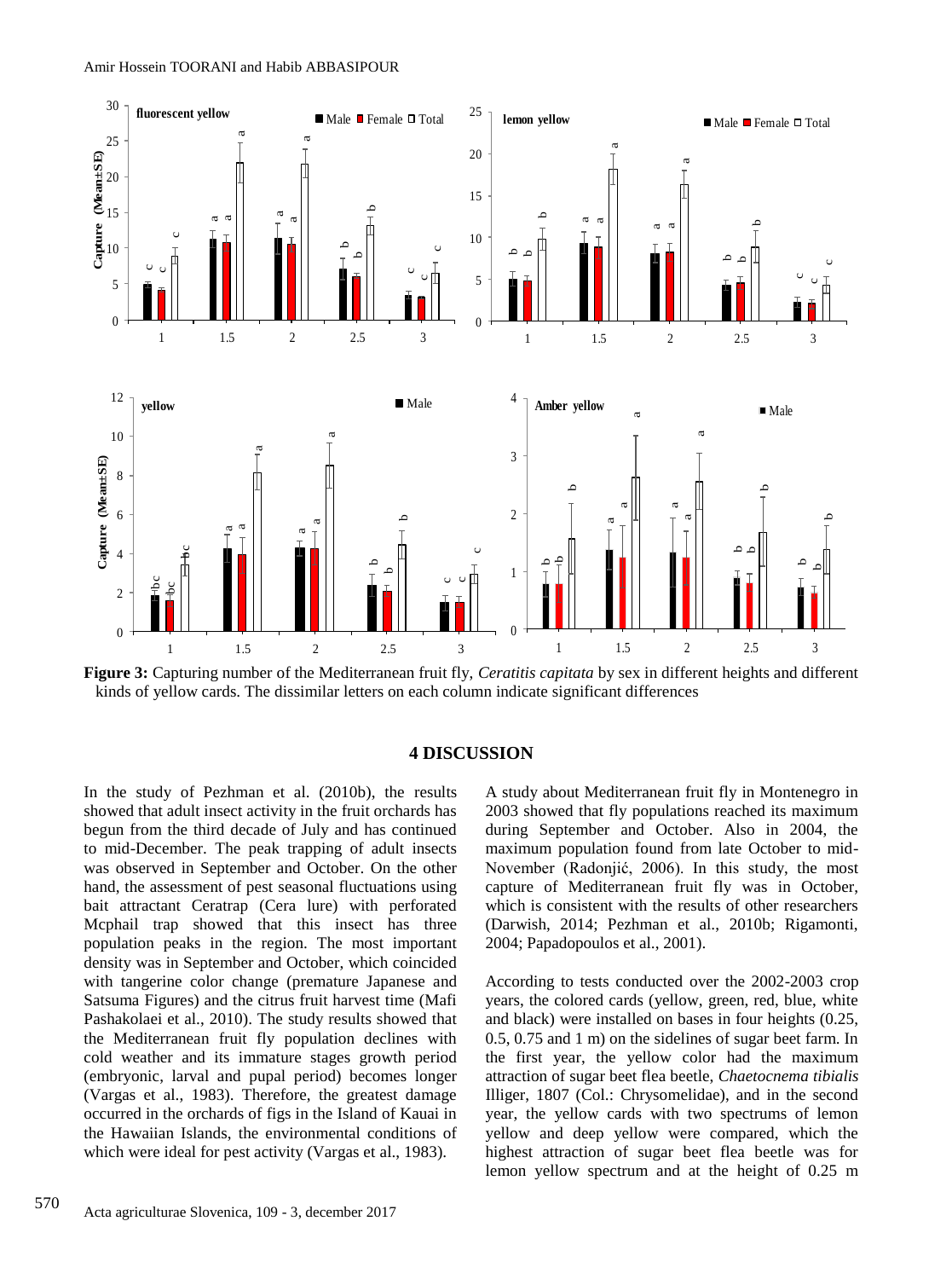fluorescent yellow

Male Female Total

Capture (Mean±SE)

30 25 20 15 10 5 0

1 1.5 2 2.5 3

lemon yellow

Male Female Total

25 20 15 10 5 0

1 1.5 2 2.5 3

yellow

Male

Capture (Mean±SE)

12 10 8 6 4 2 0

1 1.5 2 2.5 3

Amber yellow

Male

4 3 2 1 0

1 1.5 2 2.5 3

**Figure 3:** Capturing number of the Mediterranean fruit fly, *Ceratitis capitata* by sex in different heights and different kinds of yellow cards. The dissimilar letters on each column indicate significant differences

## 4 DISCUSSION

In the study of Pezhman et al. (2010b), the results showed that adult insect activity in the fruit orchards has begun from the third decade of July and has continued to mid-December. The peak trapping of adult insects was observed in September and October. On the other hand, the assessment of pest seasonal fluctuations using bait attractant Ceratrap (Cera lure) with perforated Mcphail trap showed that this insect has three population peaks in the region. The most important density was in September and October, which coincided with tangerine color change (premature Japanese and Satsuma Figures) and the citrus fruit harvest time (Mafi Pashakolaei et al., 2010). The study results showed that the Mediterranean fruit fly population declines with cold weather and its immature stages growth period (embryonic, larval and pupal period) becomes longer (Vargas et al., 1983). Therefore, the greatest damage occurred in the orchards of figs in the Island of Kauai in the Hawaiian Islands, the environmental conditions of which were ideal for pest activity (Vargas et al., 1983).

A study about Mediterranean fruit fly in Montenegro in 2003 showed that fly populations reached its maximum during September and October. Also in 2004, the maximum population found from late October to mid-November (Radonjić, 2006). In this study, the most capture of Mediterranean fruit fly was in October, which is consistent with the results of other researchers (Darwish, 2014; Pezhman et al., 2010b; Rigamonti, 2004; Papadopoulos et al., 2001).

According to tests conducted over the 2002-2003 crop years, the colored cards (yellow, green, red, blue, white and black) were installed on bases in four heights (0.25, 0.5, 0.75 and 1 m) on the sidelines of sugar beet farm. In the first year, the yellow color had the maximum attraction of sugar beet flea beetle, *Chaetocnema tibialis* Illiger, 1807 (Col.: Chrysomelidae), and in the second year, the yellow cards with two spectrums of lemon yellow and deep yellow were compared, which the highest attraction of sugar beet flea beetle was for lemon yellow spectrum and at the height of 0.25 m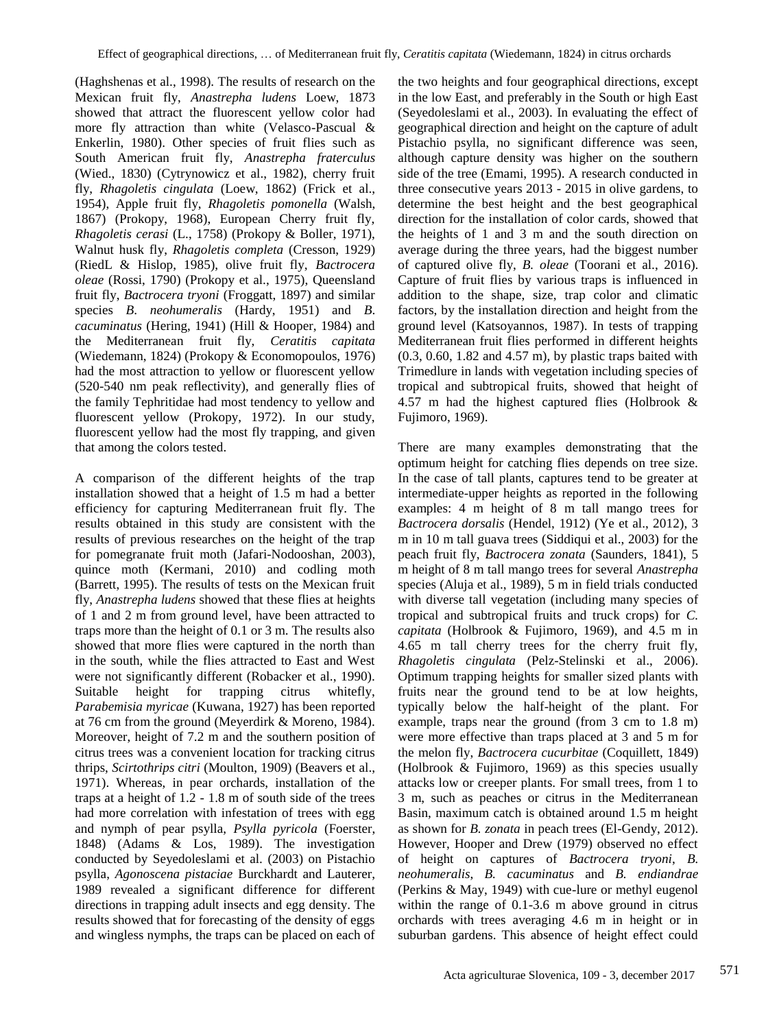(Haghshenas et al., 1998). The results of research on the Mexican fruit fly, *Anastrepha ludens* Loew, 1873 showed that attract the fluorescent yellow color had more fly attraction than white (Velasco-Pascual & Enkerlin, 1980). Other species of fruit flies such as South American fruit fly, *Anastrepha fraterculus* (Wied., 1830) (Cytrynowicz et al., 1982), cherry fruit fly, *Rhagoletis cingulata* (Loew, 1862) (Frick et al., 1954), Apple fruit fly, *Rhagoletis pomonella* (Walsh, 1867) (Prokopy, 1968), European Cherry fruit fly, *Rhagoletis cerasi* (L., 1758) (Prokopy & Boller, 1971), Walnut husk fly, *Rhagoletis completa* (Cresson, 1929) (RiedL & Hislop, 1985), olive fruit fly, *Bactrocera oleae* (Rossi, 1790) (Prokopy et al., 1975), Queensland fruit fly, *Bactrocera tryoni* (Froggatt, 1897) and similar species *B. neohumeralis* (Hardy, 1951) and *B. cacuminatus* (Hering, 1941) (Hill & Hooper, 1984) and the Mediterranean fruit fly, *Ceratitis capitata* (Wiedemann, 1824) (Prokopy & Economopoulos, 1976) had the most attraction to yellow or fluorescent yellow (520-540 nm peak reflectivity), and generally flies of the family Tephritidae had most tendency to yellow and fluorescent yellow (Prokopy, 1972). In our study, fluorescent yellow had the most fly trapping, and given that among the colors tested.

A comparison of the different heights of the trap installation showed that a height of 1.5 m had a better efficiency for capturing Mediterranean fruit fly. The results obtained in this study are consistent with the results of previous researches on the height of the trap for pomegranate fruit moth (Jafari-Nodooshan, 2003), quince moth (Kermani, 2010) and codling moth (Barrett, 1995). The results of tests on the Mexican fruit fly, *Anastrepha ludens* showed that these flies at heights of 1 and 2 m from ground level, have been attracted to traps more than the height of 0.1 or 3 m. The results also showed that more flies were captured in the north than in the south, while the flies attracted to East and West were not significantly different (Robacker et al., 1990). Suitable height for trapping citrus whitefly, *Parabemisia myricae* (Kuwana, 1927) has been reported at 76 cm from the ground (Meyerdirk & Moreno, 1984). Moreover, height of 7.2 m and the southern position of citrus trees was a convenient location for tracking citrus thrips, *Scirtothrips citri* (Moulton, 1909) (Beavers et al., 1971). Whereas, in pear orchards, installation of the traps at a height of 1.2 - 1.8 m of south side of the trees had more correlation with infestation of trees with egg and nymph of pear psylla, *Psylla pyricola* (Foerster, 1848) (Adams & Los, 1989). The investigation conducted by Seyedoleslami et al. (2003) on Pistachio psylla, *Agonoscena pistaciae* Burckhardt and Lauterer, 1989 revealed a significant difference for different directions in trapping adult insects and egg density. The results showed that for forecasting of the density of eggs and wingless nymphs, the traps can be placed on each of the two heights and four geographical directions, except in the low East, and preferably in the South or high East (Seyedoleslami et al., 2003). In evaluating the effect of geographical direction and height on the capture of adult Pistachio psylla, no significant difference was seen, although capture density was higher on the southern side of the tree (Emami, 1995). A research conducted in three consecutive years 2013 - 2015 in olive gardens, to determine the best height and the best geographical direction for the installation of color cards, showed that the heights of 1 and 3 m and the south direction on average during the three years, had the biggest number of captured olive fly, *B. oleae* (Toorani et al., 2016). Capture of fruit flies by various traps is influenced in addition to the shape, size, trap color and climatic factors, by the installation direction and height from the ground level (Katsoyannos, 1987). In tests of trapping Mediterranean fruit flies performed in different heights (0.3, 0.60, 1.82 and 4.57 m), by plastic traps baited with Trimedlure in lands with vegetation including species of tropical and subtropical fruits, showed that height of 4.57 m had the highest captured flies (Holbrook & Fujimoro, 1969).

There are many examples demonstrating that the optimum height for catching flies depends on tree size. In the case of tall plants, captures tend to be greater at intermediate-upper heights as reported in the following examples: 4 m height of 8 m tall mango trees for *Bactrocera dorsalis* (Hendel, 1912) (Ye et al., 2012), 3 m in 10 m tall guava trees (Siddiqui et al., 2003) for the peach fruit fly, *Bactrocera zonata* (Saunders, 1841), 5 m height of 8 m tall mango trees for several *Anastrepha* species (Aluja et al., 1989), 5 m in field trials conducted with diverse tall vegetation (including many species of tropical and subtropical fruits and truck crops) for *C. capitata* (Holbrook & Fujimoro, 1969), and 4.5 m in 4.65 m tall cherry trees for the cherry fruit fly, *Rhagoletis cingulata* (Pelz-Stelinski et al., 2006). Optimum trapping heights for smaller sized plants with fruits near the ground tend to be at low heights, typically below the half-height of the plant. For example, traps near the ground (from 3 cm to 1.8 m) were more effective than traps placed at 3 and 5 m for the melon fly, *Bactrocera cucurbitae* (Coquillett, 1849) (Holbrook & Fujimoro, 1969) as this species usually attacks low or creeper plants. For small trees, from 1 to 3 m, such as peaches or citrus in the Mediterranean Basin, maximum catch is obtained around 1.5 m height as shown for *B. zonata* in peach trees (El-Gendy, 2012). However, Hooper and Drew (1979) observed no effect of height on captures of *Bactrocera tryoni*, *B. neohumeralis*, *B. cacuminatus* and *B. endiandrae* (Perkins & May, 1949) with cue-lure or methyl eugenol within the range of 0.1-3.6 m above ground in citrus orchards with trees averaging 4.6 m in height or in suburban gardens. This absence of height effect could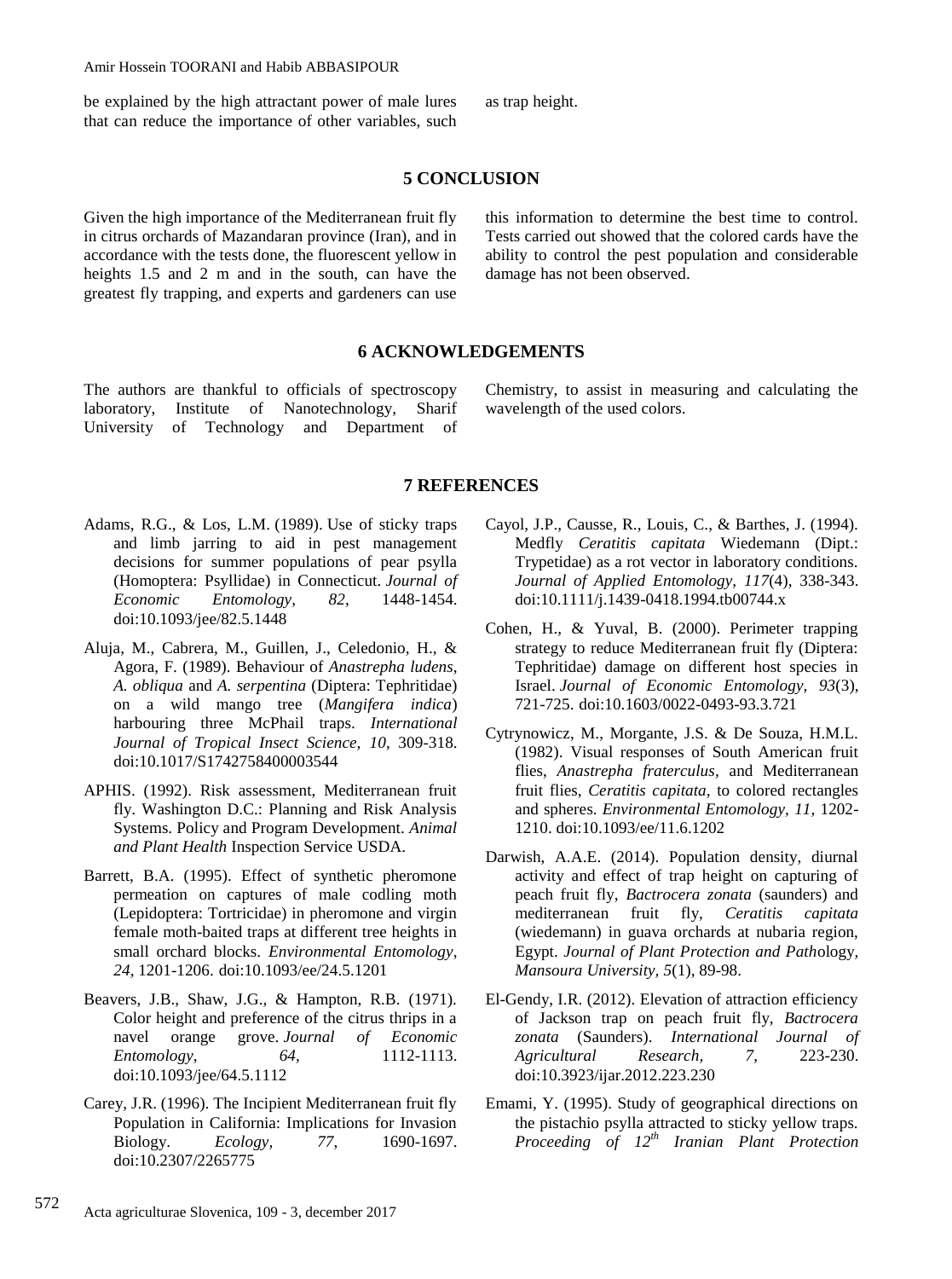be explained by the high attractant power of male lures that can reduce the importance of other variables, such as trap height.

## 5 CONCLUSION

Given the high importance of the Mediterranean fruit fly in citrus orchards of Mazandaran province (Iran), and in accordance with the tests done, the fluorescent yellow in heights 1.5 and 2 m and in the south, can have the greatest fly trapping, and experts and gardeners can use this information to determine the best time to control. Tests carried out showed that the colored cards have the ability to control the pest population and considerable damage has not been observed.

## 6 ACKNOWLEDGEMENTS

The authors are thankful to officials of spectroscopy laboratory, Institute of Nanotechnology, Sharif University of Technology and Department of Chemistry, to assist in measuring and calculating the wavelength of the used colors.

## 7 REFERENCES

Adams, R.G., & Los, L.M. (1989). Use of sticky traps and limb jarring to aid in pest management decisions for summer populations of pear psylla (Homoptera: Psyllidae) in Connecticut. *Journal of Economic Entomology*, *82*, 1448-1454. doi:10.1093/jee/82.5.1448

Aluja, M., Cabrera, M., Guillen, J., Celedonio, H., & Agora, F. (1989). Behaviour of *Anastrepha ludens*, *A. obliqua* and *A. serpentina* (Diptera: Tephritidae) on a wild mango tree (*Mangifera indica*) harbouring three McPhail traps. *International Journal of Tropical Insect Science*, *10*, 309-318. doi:10.1017/S1742758400003544

APHIS. (1992). Risk assessment, Mediterranean fruit fly. Washington D.C.: Planning and Risk Analysis Systems. Policy and Program Development. *Animal and Plant Health* Inspection Service USDA.

Barrett, B.A. (1995). Effect of synthetic pheromone permeation on captures of male codling moth (Lepidoptera: Tortricidae) in pheromone and virgin female moth-baited traps at different tree heights in small orchard blocks. *Environmental Entomology*, *24*, 1201-1206. doi:10.1093/ee/24.5.1201

Beavers, J.B., Shaw, J.G., & Hampton, R.B. (1971). Color height and preference of the citrus thrips in a navel orange grove. *Journal of Economic Entomology*, *64*, 1112-1113. doi:10.1093/jee/64.5.1112

Carey, J.R. (1996). The Incipient Mediterranean fruit fly Population in California: Implications for Invasion Biology. *Ecology*, *77*, 1690-1697. doi:10.2307/2265775

Cayol, J.P., Causse, R., Louis, C., & Barthes, J. (1994). Medfly *Ceratitis capitata* Wiedemann (Dipt.: Trypetidae) as a rot vector in laboratory conditions. *Journal of Applied Entomology*, *117*(4), 338-343. doi:10.1111/j.1439-0418.1994.tb00744.x

Cohen, H., & Yuval, B. (2000). Perimeter trapping strategy to reduce Mediterranean fruit fly (Diptera: Tephritidae) damage on different host species in Israel. *Journal of Economic Entomology, 93*(3), 721-725. doi:10.1603/0022-0493-93.3.721

Cytrynowicz, M., Morgante, J.S. & De Souza, H.M.L. (1982). Visual responses of South American fruit flies, *Anastrepha fraterculus*, and Mediterranean fruit flies, *Ceratitis capitata*, to colored rectangles and spheres. *Environmental Entomology*, *11*, 1202-1210. doi:10.1093/ee/11.6.1202

Darwish, A.A.E. (2014). Population density, diurnal activity and effect of trap height on capturing of peach fruit fly, *Bactrocera zonata* (saunders) and mediterranean fruit fly, *Ceratitis capitata* (wiedemann) in guava orchards at nubaria region, Egypt. *Journal of Plant Protection and Pathology, Mansoura University, 5*(1), 89-98.

El-Gendy, I.R. (2012). Elevation of attraction efficiency of Jackson trap on peach fruit fly, *Bactrocera zonata* (Saunders). *International Journal of Agricultural Research*, *7*, 223-230. doi:10.3923/ijar.2012.223.230

Emami, Y. (1995). Study of geographical directions on the pistachio psylla attracted to sticky yellow traps. *Proceeding of 12th Iranian Plant Protection*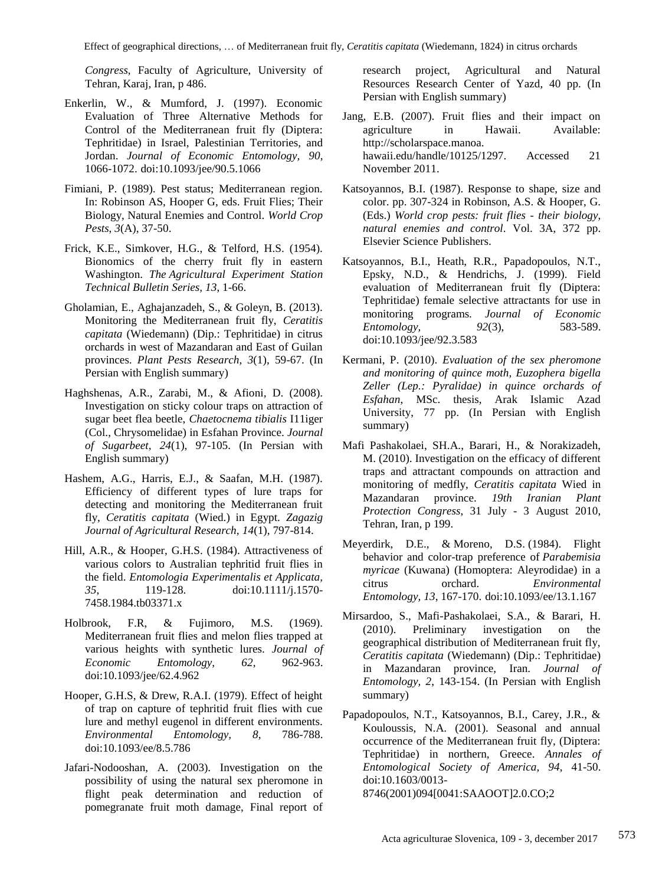*Congress*, Faculty of Agriculture, University of Tehran, Karaj, Iran, p 486.

Enkerlin, W., & Mumford, J. (1997). Economic Evaluation of Three Alternative Methods for Control of the Mediterranean fruit fly (Diptera: Tephritidae) in Israel, Palestinian Territories, and Jordan. *Journal of Economic Entomology, 90*, 1066-1072. doi:10.1093/jee/90.5.1066

Fimiani, P. (1989). Pest status; Mediterranean region. In: Robinson AS, Hooper G, eds. Fruit Flies; Their Biology, Natural Enemies and Control. *World Crop Pests*, *3*(A), 37-50.

Frick, K.E., Simkover, H.G., & Telford, H.S. (1954). Bionomics of the cherry fruit fly in eastern Washington. *The Agricultural Experiment Station Technical Bulletin Series, 13*, 1-66.

Gholamian, E., Aghajanzadeh, S., & Goleyn, B. (2013). Monitoring the Mediterranean fruit fly, *Ceratitis capitata* (Wiedemann) (Dip.: Tephritidae) in citrus orchards in west of Mazandaran and East of Guilan provinces. *Plant Pests Research, 3*(1), 59-67. (In Persian with English summary)

Haghshenas, A.R., Zarabi, M., & Afioni, D. (2008). Investigation on sticky colour traps on attraction of sugar beet flea beetle, *Chaetocnema tibialis* I11iger (Col., Chrysomelidae) in Esfahan Province. *Journal of Sugarbeet, 24*(1), 97-105. (In Persian with English summary)

Hashem, A.G., Harris, E.J., & Saafan, M.H. (1987). Efficiency of different types of lure traps for detecting and monitoring the Mediterranean fruit fly, *Ceratitis capitata* (Wied.) in Egypt. *Zagazig Journal of Agricultural Research, 14*(1), 797-814.

Hill, A.R., & Hooper, G.H.S. (1984). Attractiveness of various colors to Australian tephritid fruit flies in the field. *Entomologia Experimentalis et Applicata, 35*, 119-128. doi:10.1111/j.1570-7458.1984.tb03371.x

Holbrook, F.R, & Fujimoro, M.S. (1969). Mediterranean fruit flies and melon flies trapped at various heights with synthetic lures. *Journal of Economic Entomology, 62*, 962-963. doi:10.1093/jee/62.4.962

Hooper, G.H.S, & Drew, R.A.I. (1979). Effect of height of trap on capture of tephritid fruit flies with cue lure and methyl eugenol in different environments. *Environmental Entomology, 8*, 786-788. doi:10.1093/ee/8.5.786

Jafari-Nodooshan, A. (2003). Investigation on the possibility of using the natural sex pheromone in flight peak determination and reduction of pomegranate fruit moth damage, Final report of research project, Agricultural and Natural Resources Research Center of Yazd, 40 pp. (In Persian with English summary)

Jang, E.B. (2007). Fruit flies and their impact on agriculture in Hawaii. Available: http://scholarspace.manoa. hawaii.edu/handle/10125/1297. Accessed 21 November 2011.

Katsoyannos, B.I. (1987). Response to shape, size and color. pp. 307-324 in Robinson, A.S. & Hooper, G. (Eds.) *World crop pests: fruit flies - their biology, natural enemies and control*. Vol. 3A, 372 pp. Elsevier Science Publishers.

Katsoyannos, B.I., Heath, R.R., Papadopoulos, N.T., Epsky, N.D., & Hendrichs, J. (1999). Field evaluation of Mediterranean fruit fly (Diptera: Tephritidae) female selective attractants for use in monitoring programs. *Journal of Economic Entomology, 92*(3), 583-589. doi:10.1093/jee/92.3.583

Kermani, P. (2010). *Evaluation of the sex pheromone and monitoring of quince moth, Euzophera bigella Zeller (Lep.: Pyralidae) in quince orchards of Esfahan*, MSc. thesis, Arak Islamic Azad University, 77 pp. (In Persian with English summary)

Mafi Pashakolaei, SH.A., Barari, H., & Norakizadeh, M. (2010). Investigation on the efficacy of different traps and attractant compounds on attraction and monitoring of medfly, *Ceratitis capitata* Wied in Mazandaran province. *19th Iranian Plant Protection Congress*, 31 July - 3 August 2010, Tehran, Iran, p 199.

Meyerdirk, D.E., & Moreno, D.S. (1984). Flight behavior and color-trap preference of *Parabemisia myricae* (Kuwana) (Homoptera: Aleyrodidae) in a citrus orchard. *Environmental Entomology, 13*, 167-170. doi:10.1093/ee/13.1.167

Mirsardoo, S., Mafi-Pashakolaei, S.A., & Barari, H. (2010). Preliminary investigation on the geographical distribution of Mediterranean fruit fly, *Ceratitis capitata* (Wiedemann) (Dip.: Tephritidae) in Mazandaran province, Iran. *Journal of Entomology, 2*, 143-154. (In Persian with English summary)

Papadopoulos, N.T., Katsoyannos, B.I., Carey, J.R., & Kouloussis, N.A. (2001). Seasonal and annual occurrence of the Mediterranean fruit fly, (Diptera: Tephritidae) in northern, Greece. *Annales of Entomological Society of America, 94*, 41-50. doi:10.1603/0013-8746(2001)094[0041:SAAOOT]2.0.CO;2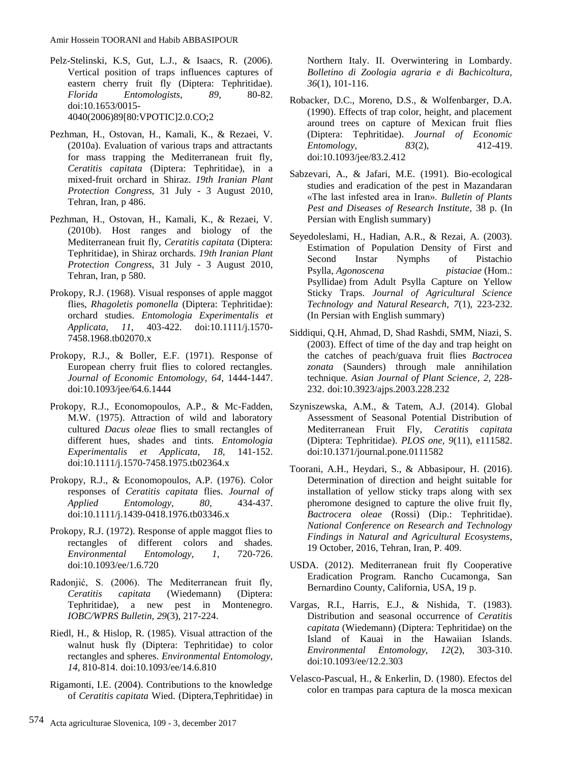Pelz-Stelinski, K.S, Gut, L.J., & Isaacs, R. (2006). Vertical position of traps influences captures of eastern cherry fruit fly (Diptera: Tephritidae). *Florida Entomologists, 89*, 80-82. doi:10.1653/0015-4040(2006)89[80:VPOTIC]2.0.CO;2

Pezhman, H., Ostovan, H., Kamali, K., & Rezaei, V. (2010a). Evaluation of various traps and attractants for mass trapping the Mediterranean fruit fly, *Ceratitis capitata* (Diptera: Tephritidae), in a mixed-fruit orchard in Shiraz. *19th Iranian Plant Protection Congress*, 31 July - 3 August 2010, Tehran, Iran, p 486.

Pezhman, H., Ostovan, H., Kamali, K., & Rezaei, V. (2010b). Host ranges and biology of the Mediterranean fruit fly, *Ceratitis capitata* (Diptera: Tephritidae), in Shiraz orchards. *19th Iranian Plant Protection Congress*, 31 July - 3 August 2010, Tehran, Iran, p 580.

Prokopy, R.J. (1968). Visual responses of apple maggot flies, *Rhagoletis pomonella* (Diptera: Tephritidae): orchard studies. *Entomologia Experimentalis et Applicata, 11*, 403-422. doi:10.1111/j.1570-7458.1968.tb02070.x

Prokopy, R.J., & Boller, E.F. (1971). Response of European cherry fruit flies to colored rectangles. *Journal of Economic Entomology, 64*, 1444-1447. doi:10.1093/jee/64.6.1444

Prokopy, R.J., Economopoulos, A.P., & Mc-Fadden, M.W. (1975). Attraction of wild and laboratory cultured *Dacus oleae* flies to small rectangles of different hues, shades and tints. *Entomologia Experimentalis et Applicata, 18*, 141-152. doi:10.1111/j.1570-7458.1975.tb02364.x

Prokopy, R.J., & Economopoulos, A.P. (1976). Color responses of *Ceratitis capitata* flies. *Journal of Applied Entomology, 80*, 434-437. doi:10.1111/j.1439-0418.1976.tb03346.x

Prokopy, R.J. (1972). Response of apple maggot flies to rectangles of different colors and shades. *Environmental Entomology, 1*, 720-726. doi:10.1093/ee/1.6.720

Radonjić, S. (2006). The Mediterranean fruit fly, *Ceratitis capitata* (Wiedemann) (Diptera: Tephritidae), a new pest in Montenegro. *IOBC/WPRS Bulletin, 29*(3), 217-224.

Riedl, H., & Hislop, R. (1985). Visual attraction of the walnut husk fly (Diptera: Tephritidae) to color rectangles and spheres. *Environmental Entomology, 14*, 810-814. doi:10.1093/ee/14.6.810

Rigamonti, I.E. (2004). Contributions to the knowledge of *Ceratitis capitata* Wied. (Diptera,Tephritidae) in Northern Italy. II. Overwintering in Lombardy. *Bolletino di Zoologia agraria e di Bachicoltura, 36*(1), 101-116.

Robacker, D.C., Moreno, D.S., & Wolfenbarger, D.A. (1990). Effects of trap color, height, and placement around trees on capture of Mexican fruit flies (Diptera: Tephritidae). *Journal of Economic Entomology, 83*(2), 412-419. doi:10.1093/jee/83.2.412

Sabzevari, A., & Jafari, M.E. (1991). Bio-ecological studies and eradication of the pest in Mazandaran «The last infested area in Iran». *Bulletin of Plants Pest and Diseases of Research Institute*, 38 p. (In Persian with English summary)

Seyedoleslami, H., Hadian, A.R., & Rezai, A. (2003). Estimation of Population Density of First and Second Instar Nymphs of Pistachio Psylla, *Agonoscena pistaciae* (Hom.: Psyllidae) from Adult Psylla Capture on Yellow Sticky Traps. *Journal of Agricultural Science Technology and Natural Research, 7*(1), 223-232. (In Persian with English summary)

Siddiqui, Q.H, Ahmad, D, Shad Rashdi, SMM, Niazi, S. (2003). Effect of time of the day and trap height on the catches of peach/guava fruit flies *Bactrocea zonata* (Saunders) through male annihilation technique. *Asian Journal of Plant Science, 2*, 228-232. doi:10.3923/ajps.2003.228.232

Szyniszewska, A.M., & Tatem, A.J. (2014). Global Assessment of Seasonal Potential Distribution of Mediterranean Fruit Fly, *Ceratitis capitata* (Diptera: Tephritidae). *PLOS one, 9*(11), e111582. doi:10.1371/journal.pone.0111582

Toorani, A.H., Heydari, S., & Abbasipour, H. (2016). Determination of direction and height suitable for installation of yellow sticky traps along with sex pheromone designed to capture the olive fruit fly, *Bactrocera oleae* (Rossi) (Dip.: Tephritidae). *National Conference on Research and Technology Findings in Natural and Agricultural Ecosystems*, 19 October, 2016, Tehran, Iran, P. 409.

USDA. (2012). Mediterranean fruit fly Cooperative Eradication Program. Rancho Cucamonga, San Bernardino County, California, USA, 19 p.

Vargas, R.I., Harris, E.J., & Nishida, T. (1983). Distribution and seasonal occurrence of *Ceratitis capitata* (Wiedemann) (Diptera: Tephritidae) on the Island of Kauai in the Hawaiian Islands. *Environmental Entomology, 12*(2), 303-310. doi:10.1093/ee/12.2.303

Velasco-Pascual, H., & Enkerlin, D. (1980). Efectos del color en trampas para captura de la mosca mexican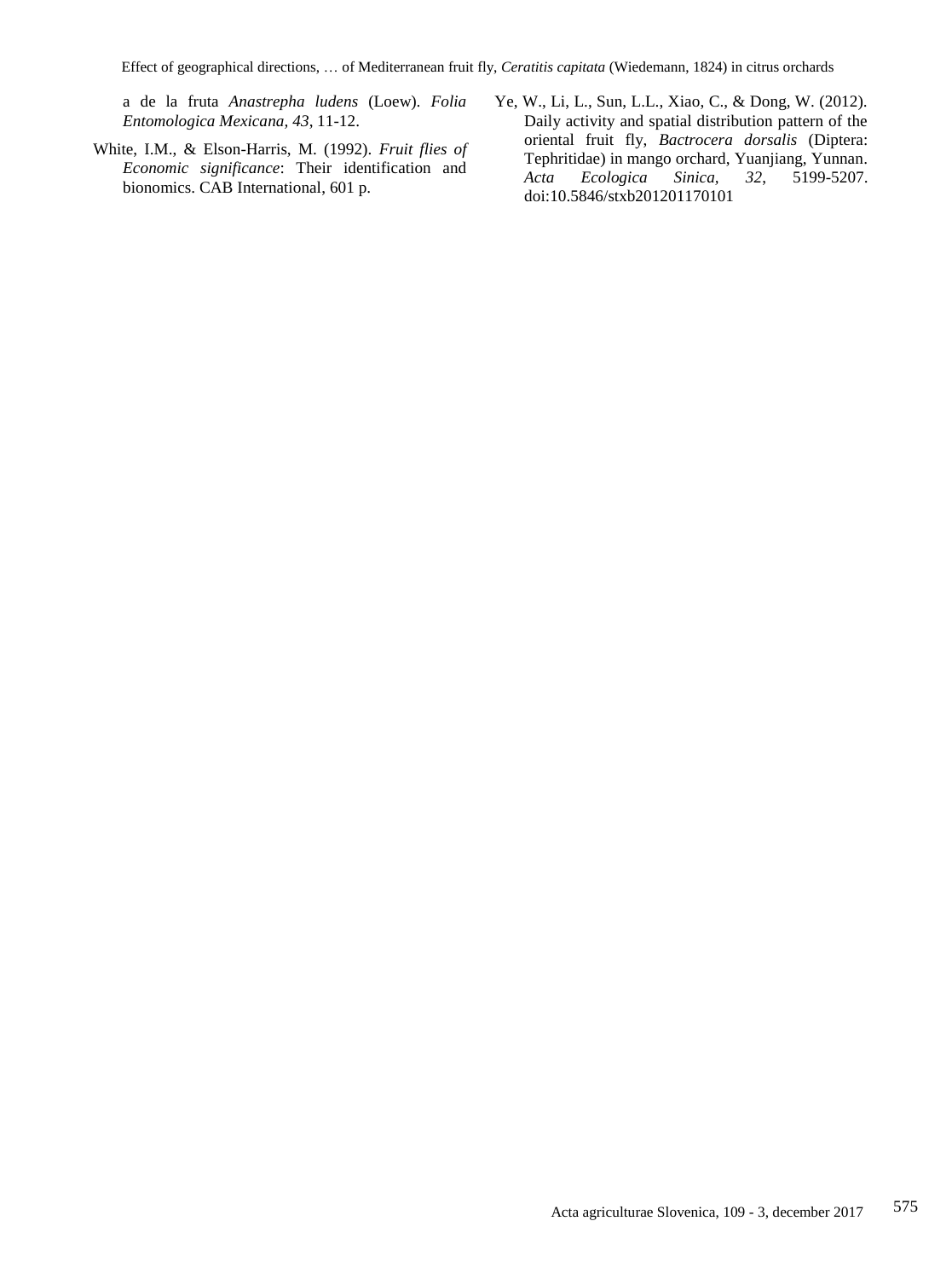a de la fruta *Anastrepha ludens* (Loew). *Folia Entomologica Mexicana, 43*, 11-12.

White, I.M., & Elson-Harris, M. (1992). *Fruit flies of Economic significance*: Their identification and bionomics. CAB International, 601 p.

Ye, W., Li, L., Sun, L.L., Xiao, C., & Dong, W. (2012). Daily activity and spatial distribution pattern of the oriental fruit fly, *Bactrocera dorsalis* (Diptera: Tephritidae) in mango orchard, Yuanjiang, Yunnan. *Acta Ecologica Sinica, 32*, 5199-5207. doi:10.5846/stxb201201170101